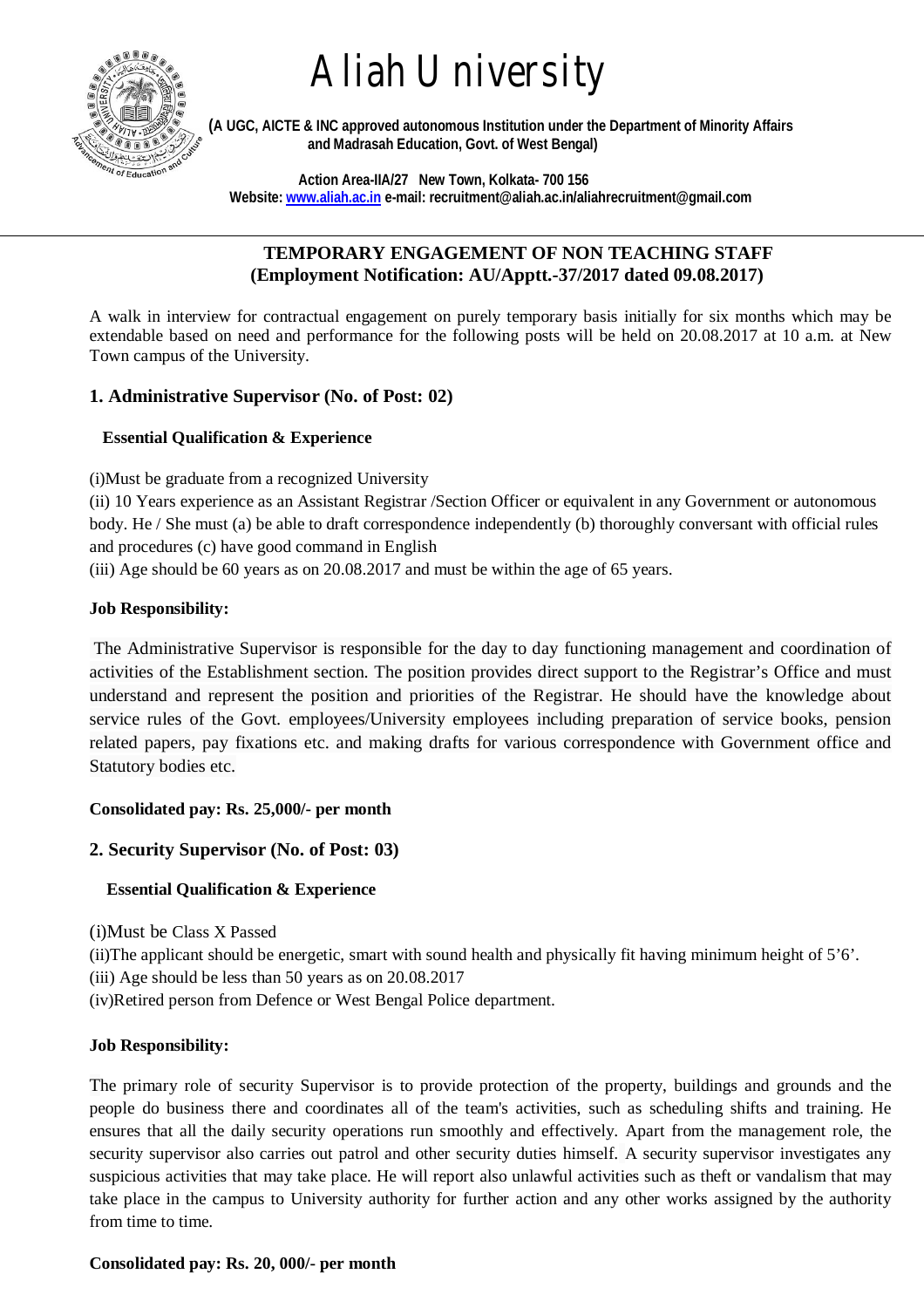# Aliah University

(A UGC, AICTE & INC approved autonomous Institution under the Department of Minority Affairs and Madrasah Education, Govt. of West Bengal)

Action Area-IIA/27 New Town, Kolkata- 700 156
Website: www.aliah.ac.in e-mail: recruitment@aliah.ac.in/aliahrecruitment@gmail.com

---

## TEMPORARY ENGAGEMENT OF NON TEACHING STAFF
## (Employment Notification: AU/Apptt.-37/2017 dated 09.08.2017)

A walk in interview for contractual engagement on purely temporary basis initially for six months which may be extendable based on need and performance for the following posts will be held on 20.08.2017 at 10 a.m. at New Town campus of the University.

### 1. Administrative Supervisor (No. of Post: 02)

**Essential Qualification & Experience**

(i)Must be graduate from a recognized University

(ii) 10 Years experience as an Assistant Registrar /Section Officer or equivalent in any Government or autonomous body. He / She must (a) be able to draft correspondence independently (b) thoroughly conversant with official rules and procedures (c) have good command in English

(iii) Age should be 60 years as on 20.08.2017 and must be within the age of 65 years.

**Job Responsibility:**

The Administrative Supervisor is responsible for the day to day functioning management and coordination of activities of the Establishment section. The position provides direct support to the Registrar's Office and must understand and represent the position and priorities of the Registrar. He should have the knowledge about service rules of the Govt. employees/University employees including preparation of service books, pension related papers, pay fixations etc. and making drafts for various correspondence with Government office and Statutory bodies etc.

**Consolidated pay: Rs. 25,000/- per month**

### 2. Security Supervisor (No. of Post: 03)

**Essential Qualification & Experience**

(i)Must be Class X Passed

(ii)The applicant should be energetic, smart with sound health and physically fit having minimum height of 5'6'.

(iii) Age should be less than 50 years as on 20.08.2017

(iv)Retired person from Defence or West Bengal Police department.

**Job Responsibility:**

The primary role of security Supervisor is to provide protection of the property, buildings and grounds and the people do business there and coordinates all of the team's activities, such as scheduling shifts and training. He ensures that all the daily security operations run smoothly and effectively. Apart from the management role, the security supervisor also carries out patrol and other security duties himself. A security supervisor investigates any suspicious activities that may take place. He will report also unlawful activities such as theft or vandalism that may take place in the campus to University authority for further action and any other works assigned by the authority from time to time.

**Consolidated pay: Rs. 20, 000/- per month**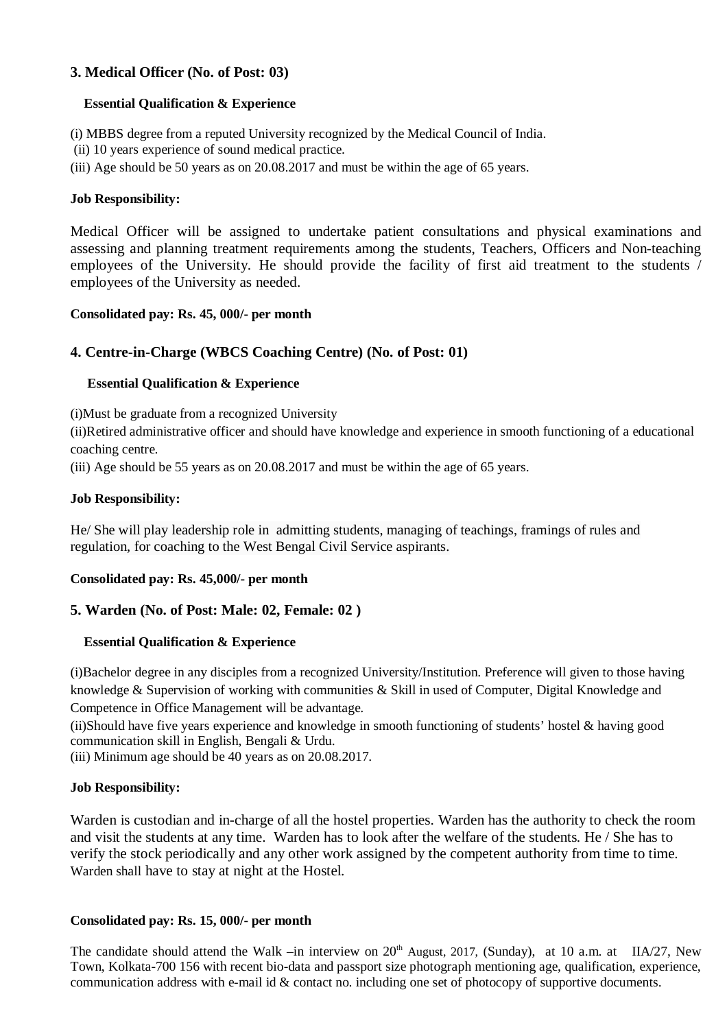### 3. Medical Officer (No. of Post: 03)

**Essential Qualification & Experience**

(i) MBBS degree from a reputed University recognized by the Medical Council of India.
(ii) 10 years experience of sound medical practice.
(iii) Age should be 50 years as on 20.08.2017 and must be within the age of 65 years.

**Job Responsibility:**

Medical Officer will be assigned to undertake patient consultations and physical examinations and assessing and planning treatment requirements among the students, Teachers, Officers and Non-teaching employees of the University. He should provide the facility of first aid treatment to the students / employees of the University as needed.

**Consolidated pay: Rs. 45, 000/- per month**

### 4. Centre-in-Charge (WBCS Coaching Centre) (No. of Post: 01)

**Essential Qualification & Experience**

(i)Must be graduate from a recognized University
(ii)Retired administrative officer and should have knowledge and experience in smooth functioning of a educational coaching centre.
(iii) Age should be 55 years as on 20.08.2017 and must be within the age of 65 years.

**Job Responsibility:**

He/ She will play leadership role in admitting students, managing of teachings, framings of rules and regulation, for coaching to the West Bengal Civil Service aspirants.

**Consolidated pay: Rs. 45,000/- per month**

### 5. Warden (No. of Post: Male: 02, Female: 02 )

**Essential Qualification & Experience**

(i)Bachelor degree in any disciples from a recognized University/Institution. Preference will given to those having knowledge & Supervision of working with communities & Skill in used of Computer, Digital Knowledge and Competence in Office Management will be advantage.
(ii)Should have five years experience and knowledge in smooth functioning of students' hostel & having good communication skill in English, Bengali & Urdu.
(iii) Minimum age should be 40 years as on 20.08.2017.

**Job Responsibility:**

Warden is custodian and in-charge of all the hostel properties. Warden has the authority to check the room and visit the students at any time. Warden has to look after the welfare of the students. He / She has to verify the stock periodically and any other work assigned by the competent authority from time to time. Warden shall have to stay at night at the Hostel.

**Consolidated pay: Rs. 15, 000/- per month**

The candidate should attend the Walk –in interview on 20th August, 2017, (Sunday), at 10 a.m. at IIA/27, New Town, Kolkata-700 156 with recent bio-data and passport size photograph mentioning age, qualification, experience, communication address with e-mail id & contact no. including one set of photocopy of supportive documents.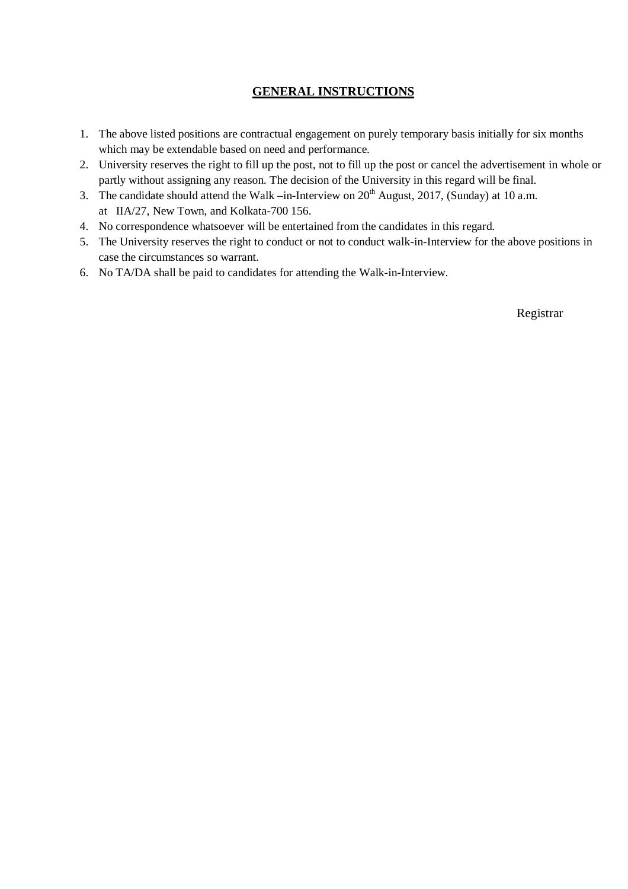## GENERAL INSTRUCTIONS

1. The above listed positions are contractual engagement on purely temporary basis initially for six months which may be extendable based on need and performance.
2. University reserves the right to fill up the post, not to fill up the post or cancel the advertisement in whole or partly without assigning any reason. The decision of the University in this regard will be final.
3. The candidate should attend the Walk –in-Interview on 20th August, 2017, (Sunday) at 10 a.m. at IIA/27, New Town, and Kolkata-700 156.
4. No correspondence whatsoever will be entertained from the candidates in this regard.
5. The University reserves the right to conduct or not to conduct walk-in-Interview for the above positions in case the circumstances so warrant.
6. No TA/DA shall be paid to candidates for attending the Walk-in-Interview.

Registrar